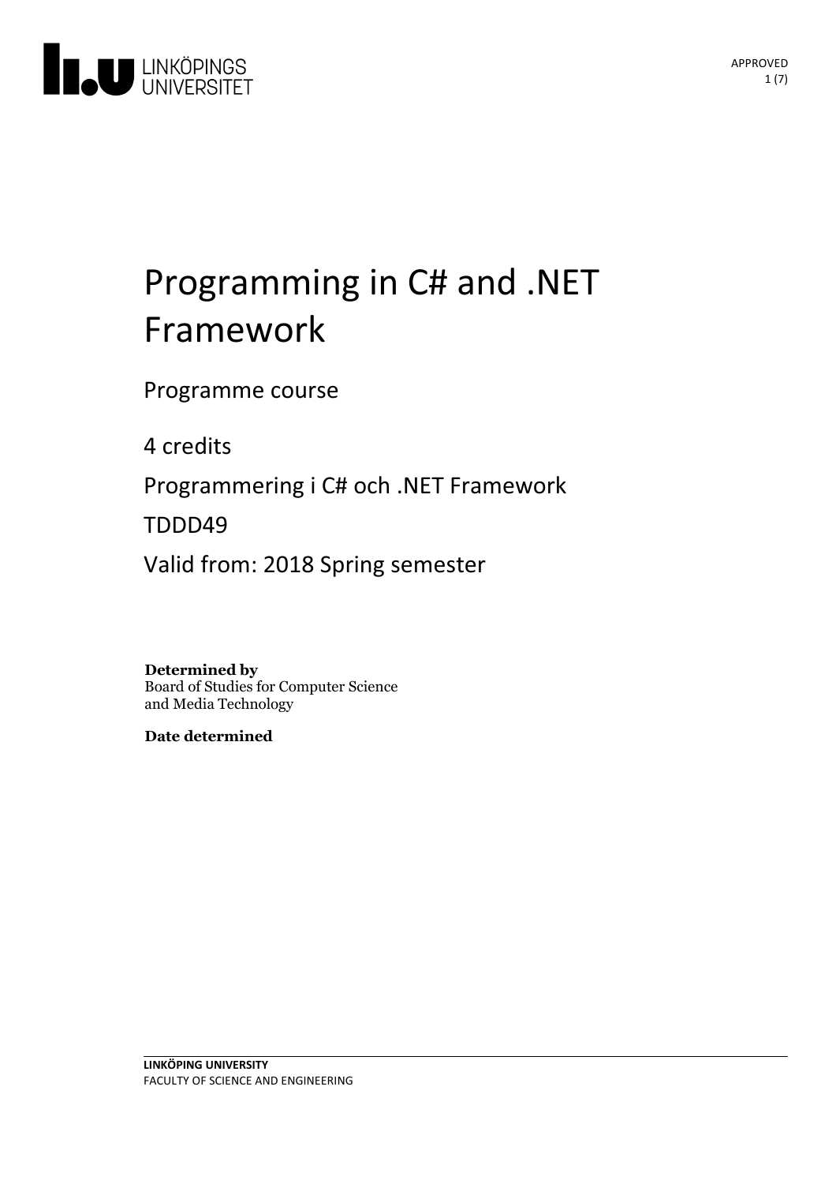# Programming in C# and .NET Framework

Programme course

4 credits

Programmering i C# och .NET Framework

TDDD49

Valid from: 2018 Spring semester

**Determined by**
Board of Studies for Computer Science and Media Technology

**Date determined**

**LINKÖPING UNIVERSITY**
FACULTY OF SCIENCE AND ENGINEERING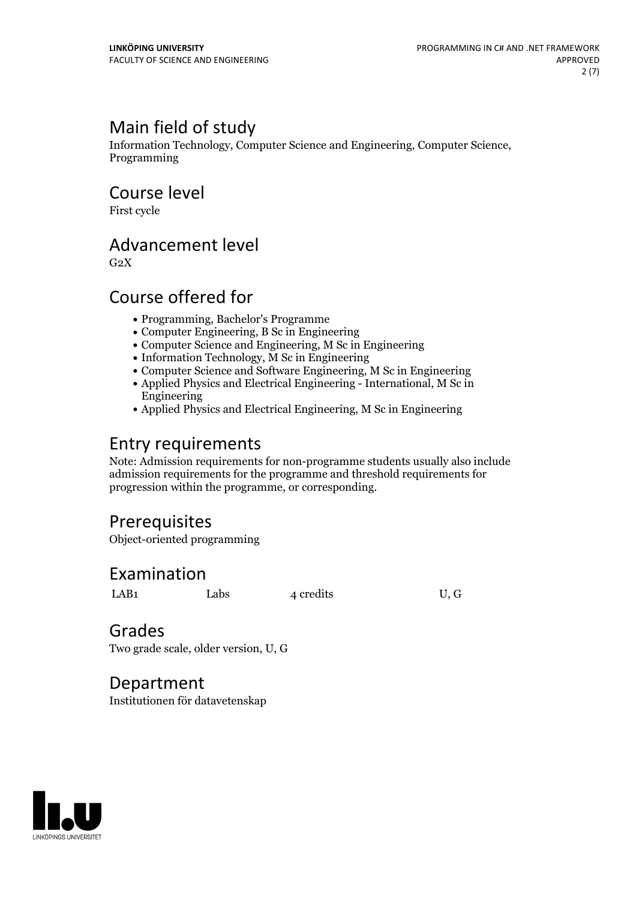## Main field of study

Information Technology, Computer Science and Engineering, Computer Science, Programming

## Course level

First cycle

## Advancement level

G2X

## Course offered for

- Programming, Bachelor's Programme
- Computer Engineering, B Sc in Engineering
- Computer Science and Engineering, M Sc in Engineering
- Information Technology, M Sc in Engineering
- Computer Science and Software Engineering, M Sc in Engineering
- Applied Physics and Electrical Engineering - International, M Sc in Engineering
- Applied Physics and Electrical Engineering, M Sc in Engineering

## Entry requirements

Note: Admission requirements for non-programme students usually also include admission requirements for the programme and threshold requirements for progression within the programme, or corresponding.

## Prerequisites

Object-oriented programming

## Examination

| | | | |
|---|---|---|---|
| LAB1 | Labs | 4 credits | U, G |

## Grades

Two grade scale, older version, U, G

## Department

Institutionen för datavetenskap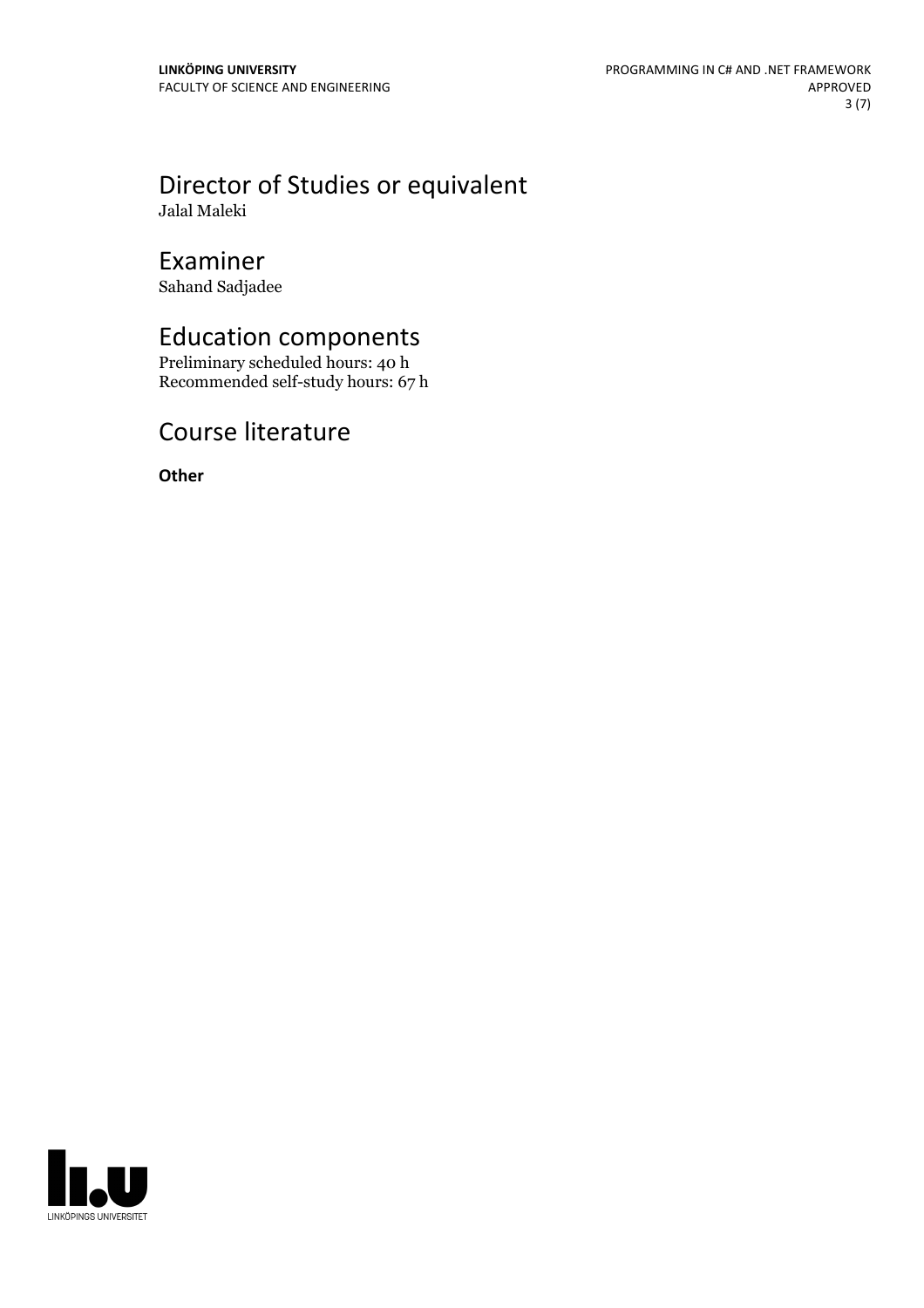## Director of Studies or equivalent

Jalal Maleki

## Examiner

Sahand Sadjadee

## Education components

Preliminary scheduled hours: 40 h
Recommended self-study hours: 67 h

## Course literature

**Other**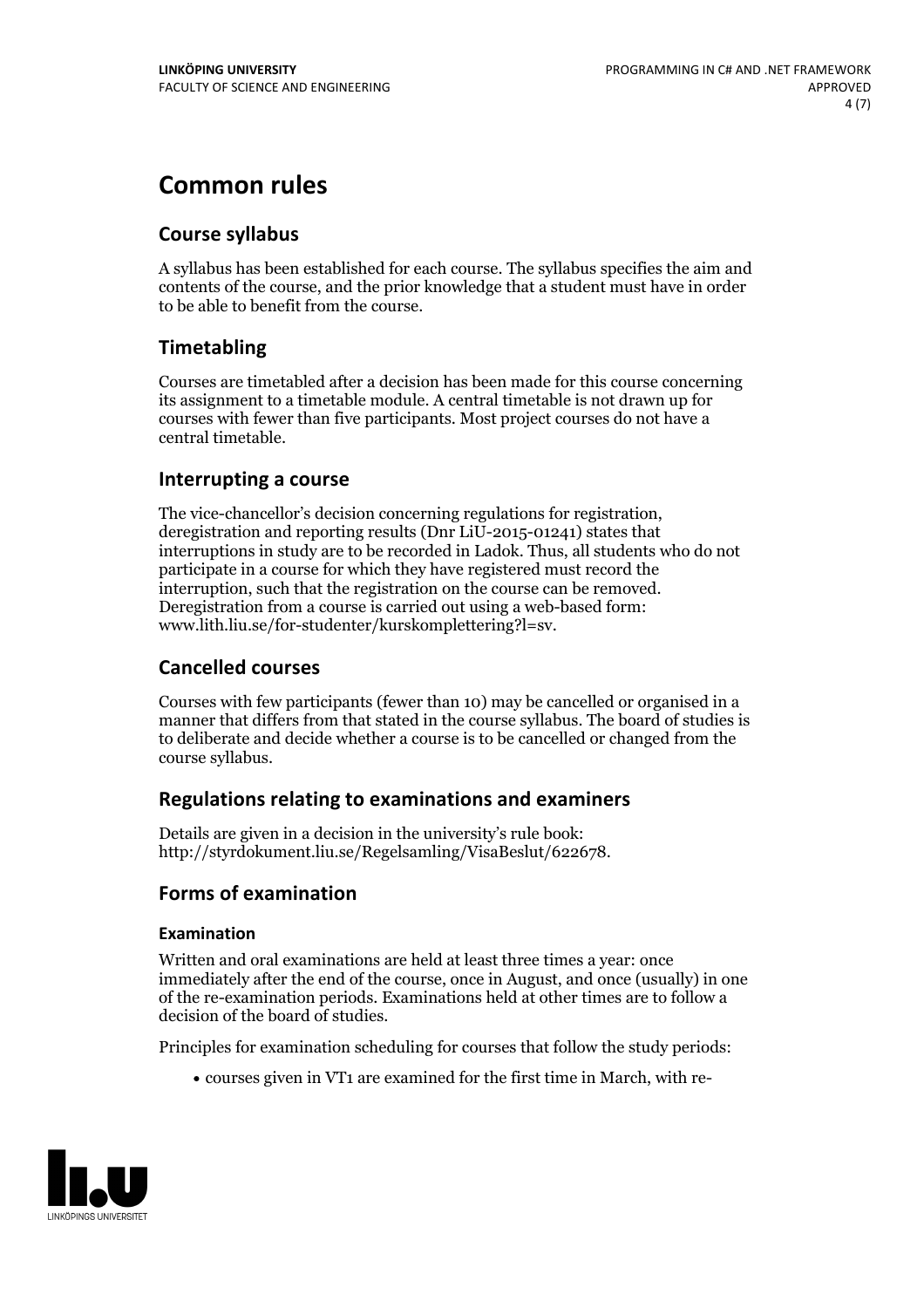# Common rules

## Course syllabus

A syllabus has been established for each course. The syllabus specifies the aim and contents of the course, and the prior knowledge that a student must have in order to be able to benefit from the course.

## Timetabling

Courses are timetabled after a decision has been made for this course concerning its assignment to a timetable module. A central timetable is not drawn up for courses with fewer than five participants. Most project courses do not have a central timetable.

## Interrupting a course

The vice-chancellor's decision concerning regulations for registration, deregistration and reporting results (Dnr LiU-2015-01241) states that interruptions in study are to be recorded in Ladok. Thus, all students who do not participate in a course for which they have registered must record the interruption, such that the registration on the course can be removed. Deregistration from a course is carried out using a web-based form: www.lith.liu.se/for-studenter/kurskomplettering?l=sv.

## Cancelled courses

Courses with few participants (fewer than 10) may be cancelled or organised in a manner that differs from that stated in the course syllabus. The board of studies is to deliberate and decide whether a course is to be cancelled or changed from the course syllabus.

## Regulations relating to examinations and examiners

Details are given in a decision in the university's rule book: http://styrdokument.liu.se/Regelsamling/VisaBeslut/622678.

## Forms of examination

### Examination

Written and oral examinations are held at least three times a year: once immediately after the end of the course, once in August, and once (usually) in one of the re-examination periods. Examinations held at other times are to follow a decision of the board of studies.

Principles for examination scheduling for courses that follow the study periods:

- courses given in VT1 are examined for the first time in March, with re-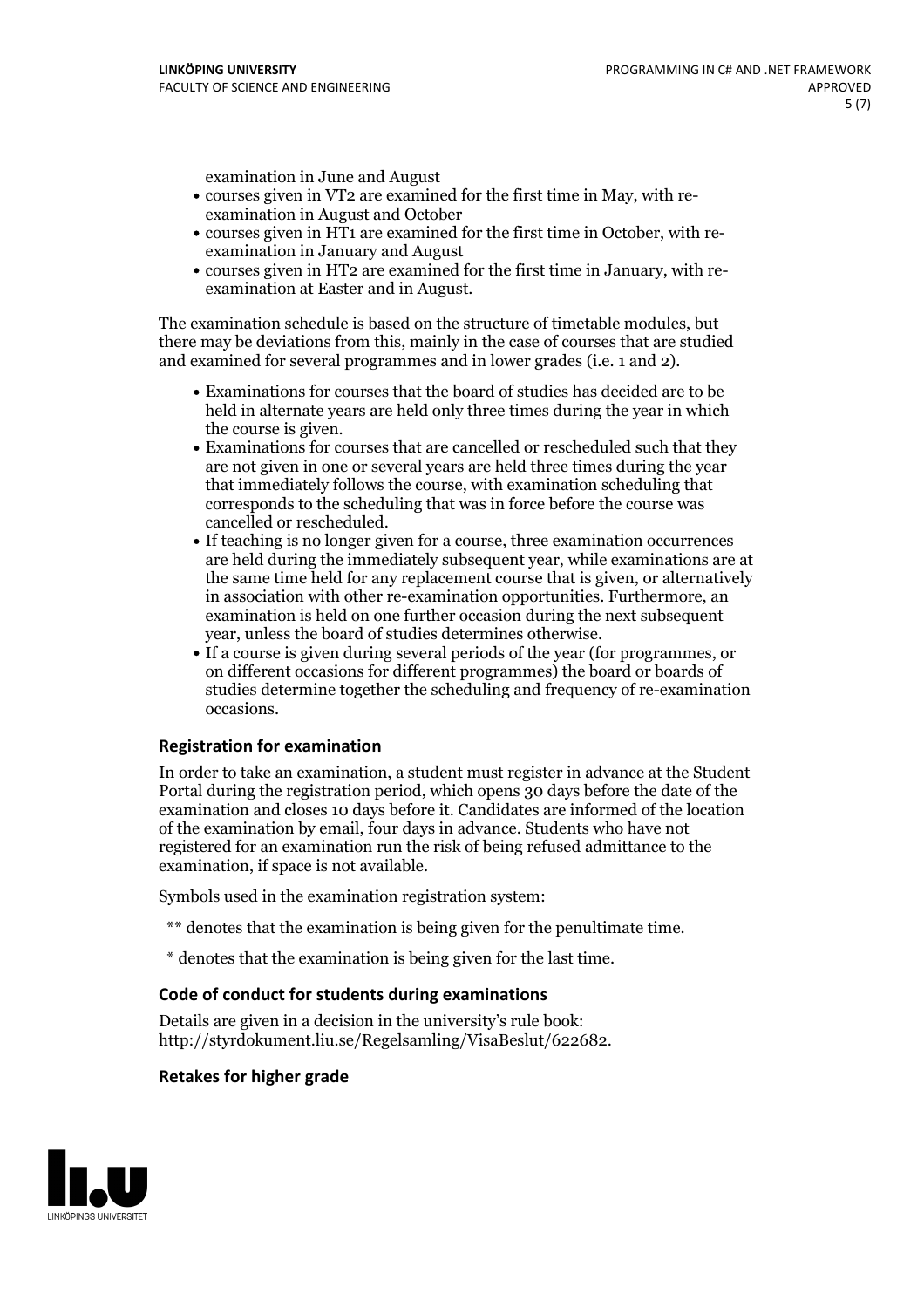examination in June and August

- courses given in VT2 are examined for the first time in May, with re-examination in August and October
- courses given in HT1 are examined for the first time in October, with re-examination in January and August
- courses given in HT2 are examined for the first time in January, with re-examination at Easter and in August.

The examination schedule is based on the structure of timetable modules, but there may be deviations from this, mainly in the case of courses that are studied and examined for several programmes and in lower grades (i.e. 1 and 2).

- Examinations for courses that the board of studies has decided are to be held in alternate years are held only three times during the year in which the course is given.
- Examinations for courses that are cancelled or rescheduled such that they are not given in one or several years are held three times during the year that immediately follows the course, with examination scheduling that corresponds to the scheduling that was in force before the course was cancelled or rescheduled.
- If teaching is no longer given for a course, three examination occurrences are held during the immediately subsequent year, while examinations are at the same time held for any replacement course that is given, or alternatively in association with other re-examination opportunities. Furthermore, an examination is held on one further occasion during the next subsequent year, unless the board of studies determines otherwise.
- If a course is given during several periods of the year (for programmes, or on different occasions for different programmes) the board or boards of studies determine together the scheduling and frequency of re-examination occasions.

### Registration for examination

In order to take an examination, a student must register in advance at the Student Portal during the registration period, which opens 30 days before the date of the examination and closes 10 days before it. Candidates are informed of the location of the examination by email, four days in advance. Students who have not registered for an examination run the risk of being refused admittance to the examination, if space is not available.

Symbols used in the examination registration system:

** denotes that the examination is being given for the penultimate time.

* denotes that the examination is being given for the last time.

### Code of conduct for students during examinations

Details are given in a decision in the university's rule book: http://styrdokument.liu.se/Regelsamling/VisaBeslut/622682.

### Retakes for higher grade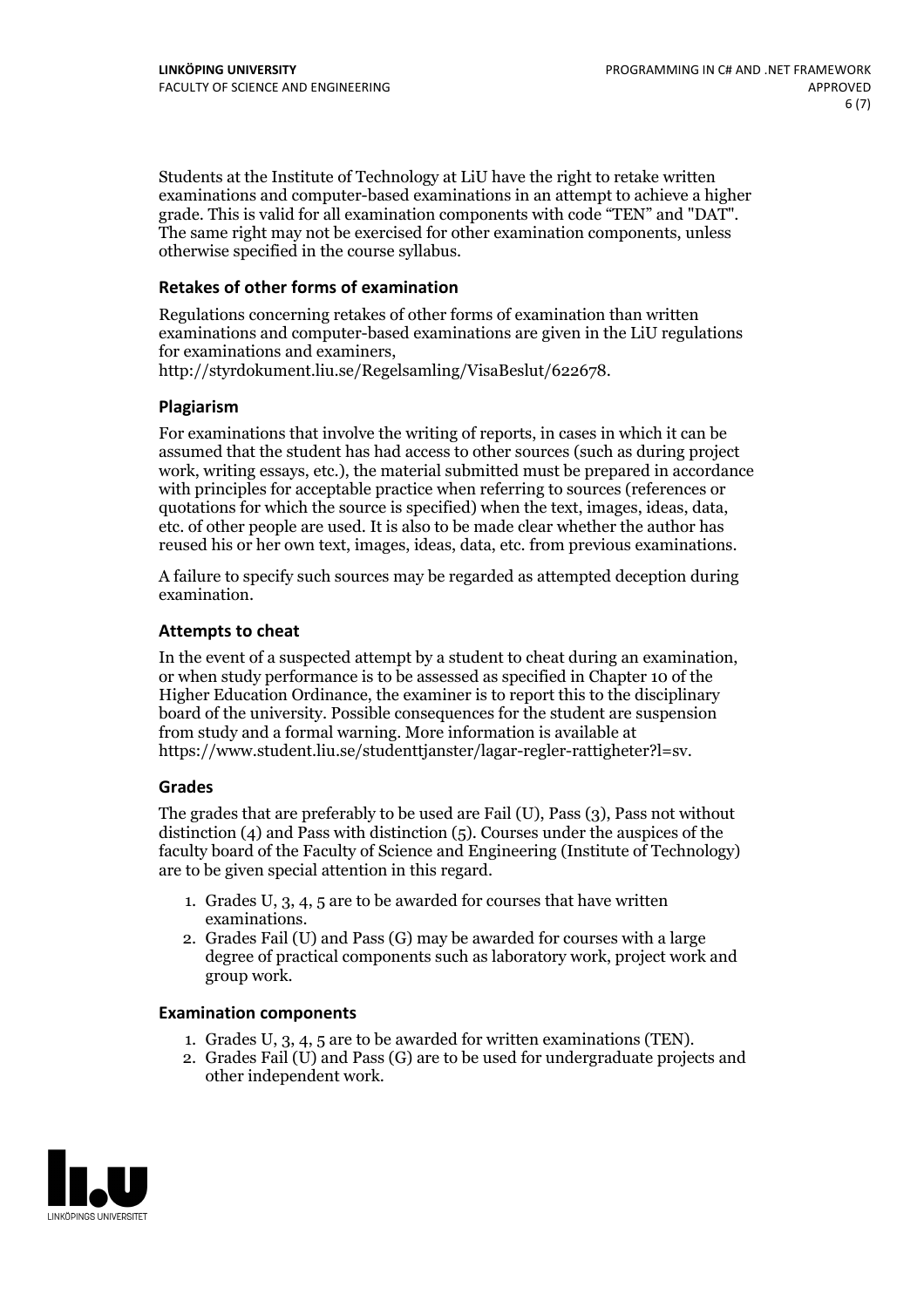Students at the Institute of Technology at LiU have the right to retake written examinations and computer-based examinations in an attempt to achieve a higher grade. This is valid for all examination components with code "TEN" and "DAT". The same right may not be exercised for other examination components, unless otherwise specified in the course syllabus.

### Retakes of other forms of examination

Regulations concerning retakes of other forms of examination than written examinations and computer-based examinations are given in the LiU regulations for examinations and examiners, http://styrdokument.liu.se/Regelsamling/VisaBeslut/622678.

### Plagiarism

For examinations that involve the writing of reports, in cases in which it can be assumed that the student has had access to other sources (such as during project work, writing essays, etc.), the material submitted must be prepared in accordance with principles for acceptable practice when referring to sources (references or quotations for which the source is specified) when the text, images, ideas, data, etc. of other people are used. It is also to be made clear whether the author has reused his or her own text, images, ideas, data, etc. from previous examinations.

A failure to specify such sources may be regarded as attempted deception during examination.

### Attempts to cheat

In the event of a suspected attempt by a student to cheat during an examination, or when study performance is to be assessed as specified in Chapter 10 of the Higher Education Ordinance, the examiner is to report this to the disciplinary board of the university. Possible consequences for the student are suspension from study and a formal warning. More information is available at https://www.student.liu.se/studenttjanster/lagar-regler-rattigheter?l=sv.

### Grades

The grades that are preferably to be used are Fail (U), Pass (3), Pass not without distinction (4) and Pass with distinction (5). Courses under the auspices of the faculty board of the Faculty of Science and Engineering (Institute of Technology) are to be given special attention in this regard.

1. Grades U, 3, 4, 5 are to be awarded for courses that have written examinations.
2. Grades Fail (U) and Pass (G) may be awarded for courses with a large degree of practical components such as laboratory work, project work and group work.

### Examination components

1. Grades U, 3, 4, 5 are to be awarded for written examinations (TEN).
2. Grades Fail (U) and Pass (G) are to be used for undergraduate projects and other independent work.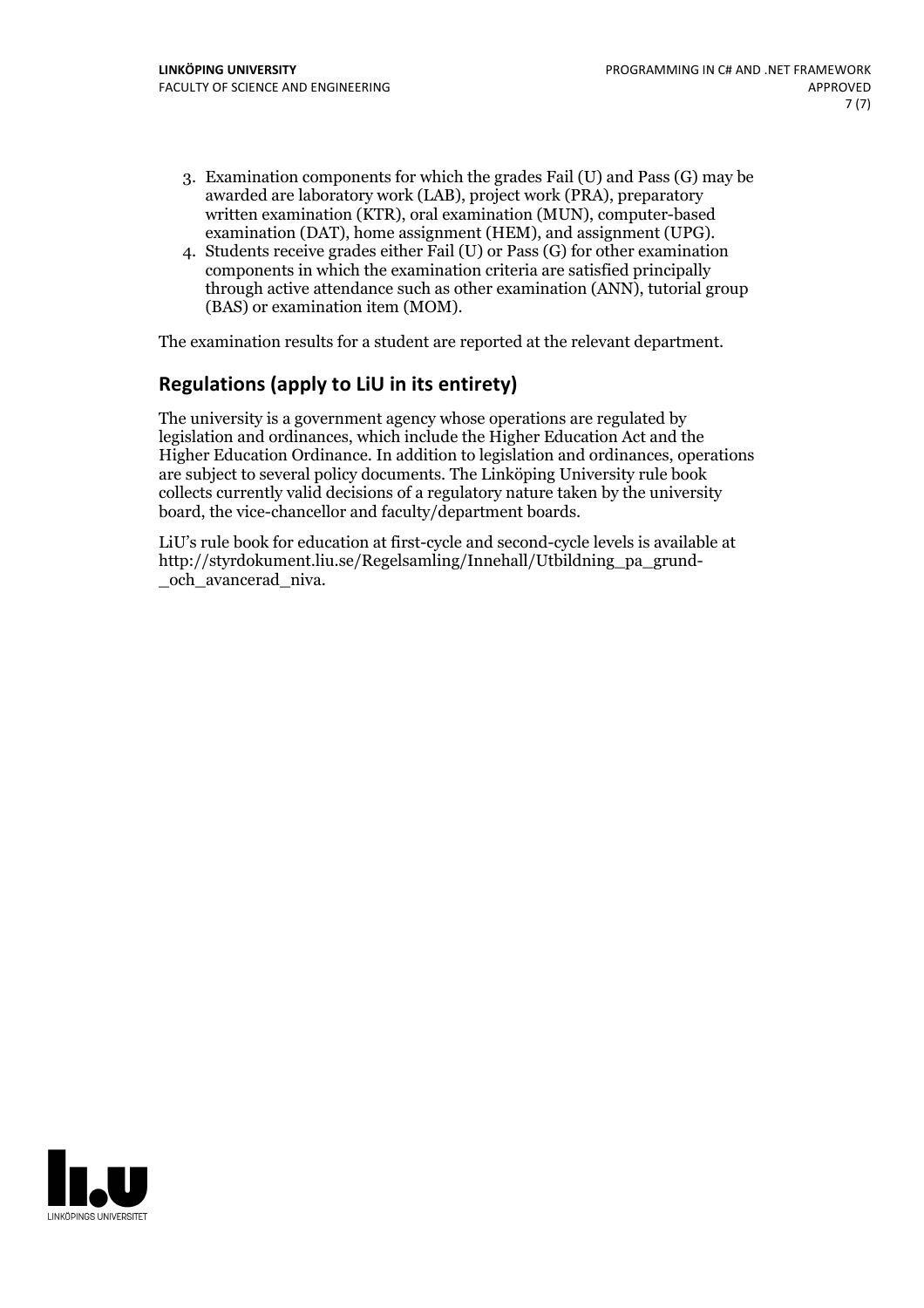3. Examination components for which the grades Fail (U) and Pass (G) may be awarded are laboratory work (LAB), project work (PRA), preparatory written examination (KTR), oral examination (MUN), computer-based examination (DAT), home assignment (HEM), and assignment (UPG).
4. Students receive grades either Fail (U) or Pass (G) for other examination components in which the examination criteria are satisfied principally through active attendance such as other examination (ANN), tutorial group (BAS) or examination item (MOM).

The examination results for a student are reported at the relevant department.

## Regulations (apply to LiU in its entirety)

The university is a government agency whose operations are regulated by legislation and ordinances, which include the Higher Education Act and the Higher Education Ordinance. In addition to legislation and ordinances, operations are subject to several policy documents. The Linköping University rule book collects currently valid decisions of a regulatory nature taken by the university board, the vice-chancellor and faculty/department boards.

LiU's rule book for education at first-cycle and second-cycle levels is available at http://styrdokument.liu.se/Regelsamling/Innehall/Utbildning_pa_grund-_och_avancerad_niva.